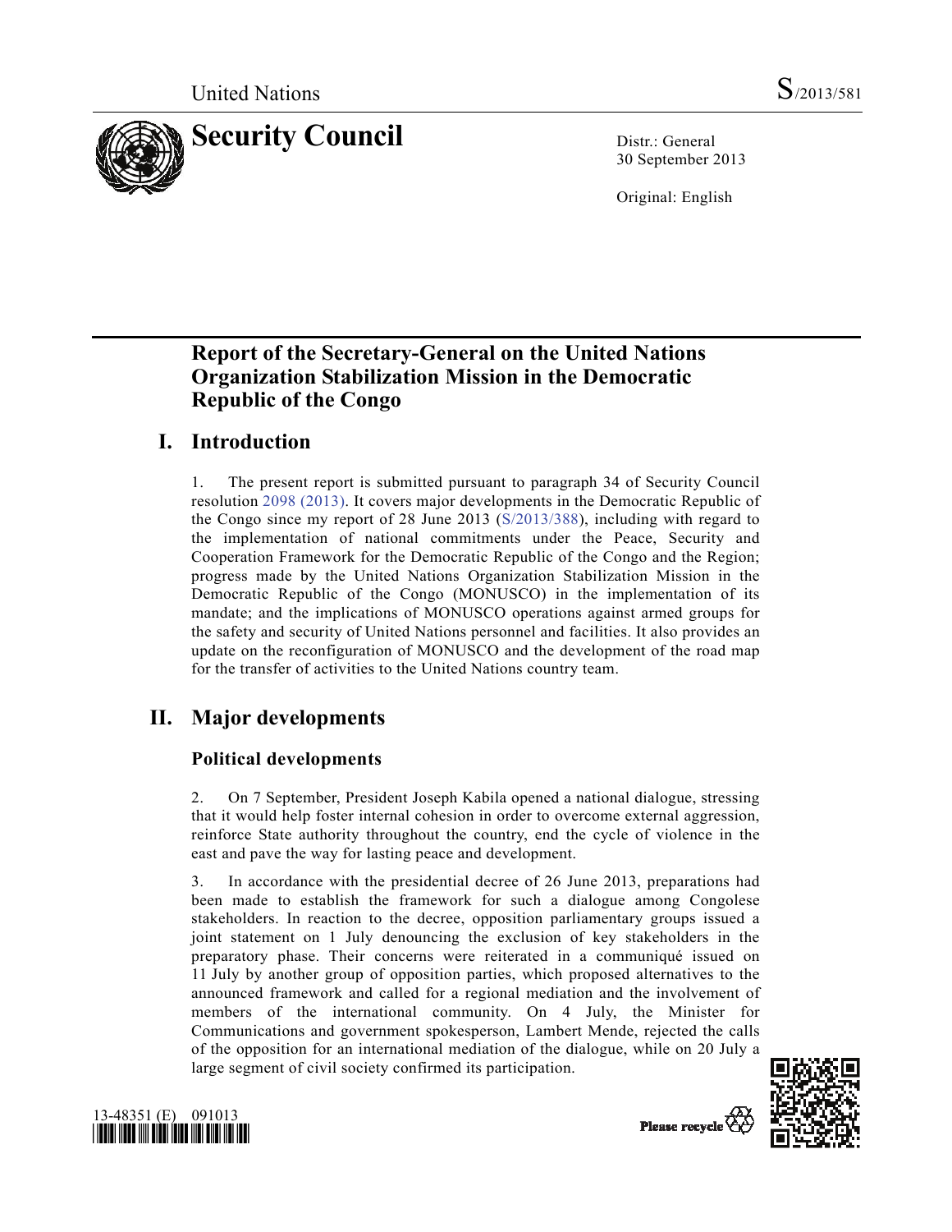United Nations S/2013/581

# Security Council

Distr.: General
30 September 2013

Original: English

## Report of the Secretary-General on the United Nations Organization Stabilization Mission in the Democratic Republic of the Congo

## I. Introduction

1. The present report is submitted pursuant to paragraph 34 of Security Council resolution 2098 (2013). It covers major developments in the Democratic Republic of the Congo since my report of 28 June 2013 (S/2013/388), including with regard to the implementation of national commitments under the Peace, Security and Cooperation Framework for the Democratic Republic of the Congo and the Region; progress made by the United Nations Organization Stabilization Mission in the Democratic Republic of the Congo (MONUSCO) in the implementation of its mandate; and the implications of MONUSCO operations against armed groups for the safety and security of United Nations personnel and facilities. It also provides an update on the reconfiguration of MONUSCO and the development of the road map for the transfer of activities to the United Nations country team.

## II. Major developments

### Political developments

2. On 7 September, President Joseph Kabila opened a national dialogue, stressing that it would help foster internal cohesion in order to overcome external aggression, reinforce State authority throughout the country, end the cycle of violence in the east and pave the way for lasting peace and development.

3. In accordance with the presidential decree of 26 June 2013, preparations had been made to establish the framework for such a dialogue among Congolese stakeholders. In reaction to the decree, opposition parliamentary groups issued a joint statement on 1 July denouncing the exclusion of key stakeholders in the preparatory phase. Their concerns were reiterated in a communiqué issued on 11 July by another group of opposition parties, which proposed alternatives to the announced framework and called for a regional mediation and the involvement of members of the international community. On 4 July, the Minister for Communications and government spokesperson, Lambert Mende, rejected the calls of the opposition for an international mediation of the dialogue, while on 20 July a large segment of civil society confirmed its participation.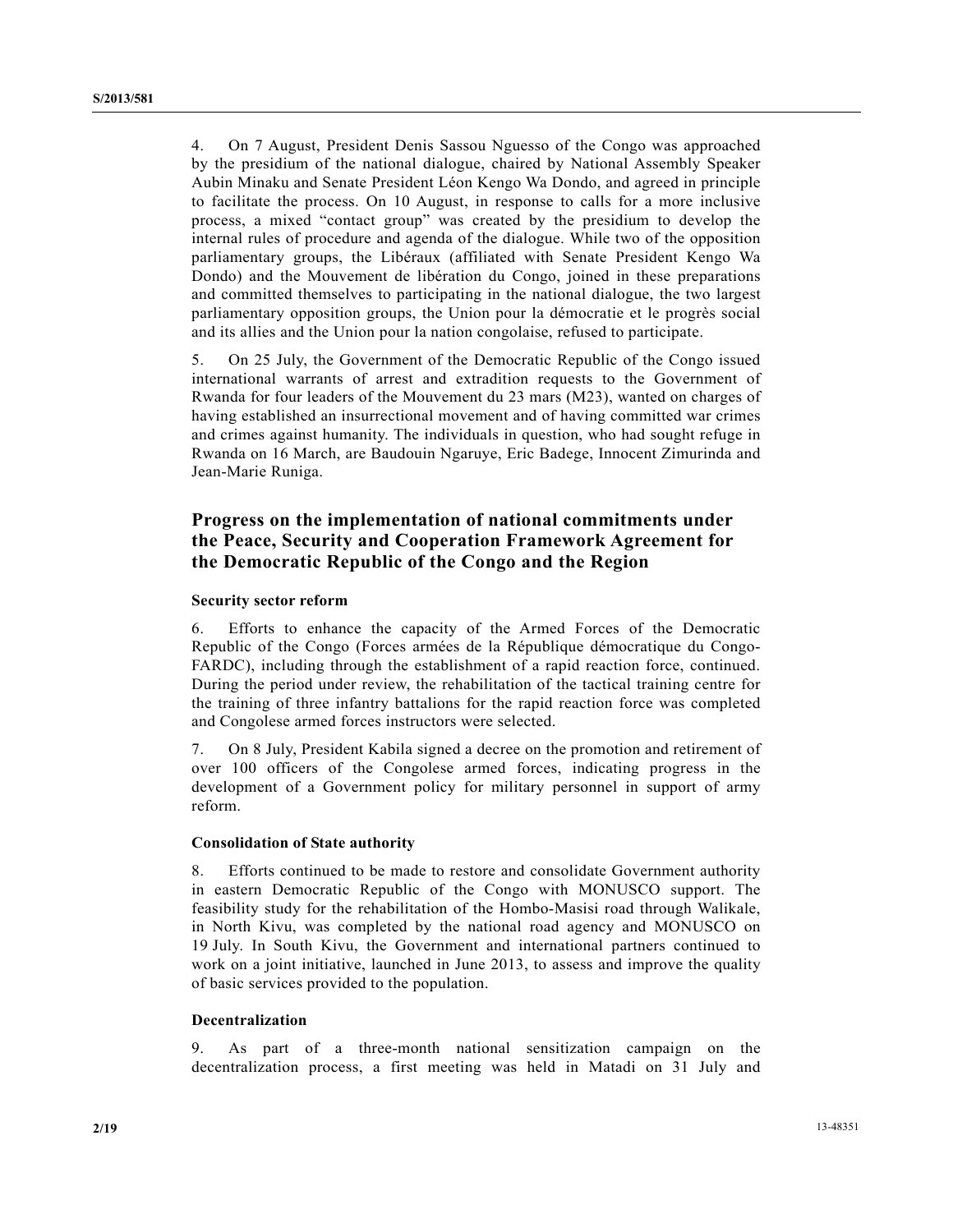4. On 7 August, President Denis Sassou Nguesso of the Congo was approached by the presidium of the national dialogue, chaired by National Assembly Speaker Aubin Minaku and Senate President Léon Kengo Wa Dondo, and agreed in principle to facilitate the process. On 10 August, in response to calls for a more inclusive process, a mixed "contact group" was created by the presidium to develop the internal rules of procedure and agenda of the dialogue. While two of the opposition parliamentary groups, the Libéraux (affiliated with Senate President Kengo Wa Dondo) and the Mouvement de libération du Congo, joined in these preparations and committed themselves to participating in the national dialogue, the two largest parliamentary opposition groups, the Union pour la démocratie et le progrès social and its allies and the Union pour la nation congolaise, refused to participate.

5. On 25 July, the Government of the Democratic Republic of the Congo issued international warrants of arrest and extradition requests to the Government of Rwanda for four leaders of the Mouvement du 23 mars (M23), wanted on charges of having established an insurrectional movement and of having committed war crimes and crimes against humanity. The individuals in question, who had sought refuge in Rwanda on 16 March, are Baudouin Ngaruye, Eric Badege, Innocent Zimurinda and Jean-Marie Runiga.

## Progress on the implementation of national commitments under the Peace, Security and Cooperation Framework Agreement for the Democratic Republic of the Congo and the Region

### Security sector reform

6. Efforts to enhance the capacity of the Armed Forces of the Democratic Republic of the Congo (Forces armées de la République démocratique du Congo-FARDC), including through the establishment of a rapid reaction force, continued. During the period under review, the rehabilitation of the tactical training centre for the training of three infantry battalions for the rapid reaction force was completed and Congolese armed forces instructors were selected.

7. On 8 July, President Kabila signed a decree on the promotion and retirement of over 100 officers of the Congolese armed forces, indicating progress in the development of a Government policy for military personnel in support of army reform.

### Consolidation of State authority

8. Efforts continued to be made to restore and consolidate Government authority in eastern Democratic Republic of the Congo with MONUSCO support. The feasibility study for the rehabilitation of the Hombo-Masisi road through Walikale, in North Kivu, was completed by the national road agency and MONUSCO on 19 July. In South Kivu, the Government and international partners continued to work on a joint initiative, launched in June 2013, to assess and improve the quality of basic services provided to the population.

### Decentralization

9. As part of a three-month national sensitization campaign on the decentralization process, a first meeting was held in Matadi on 31 July and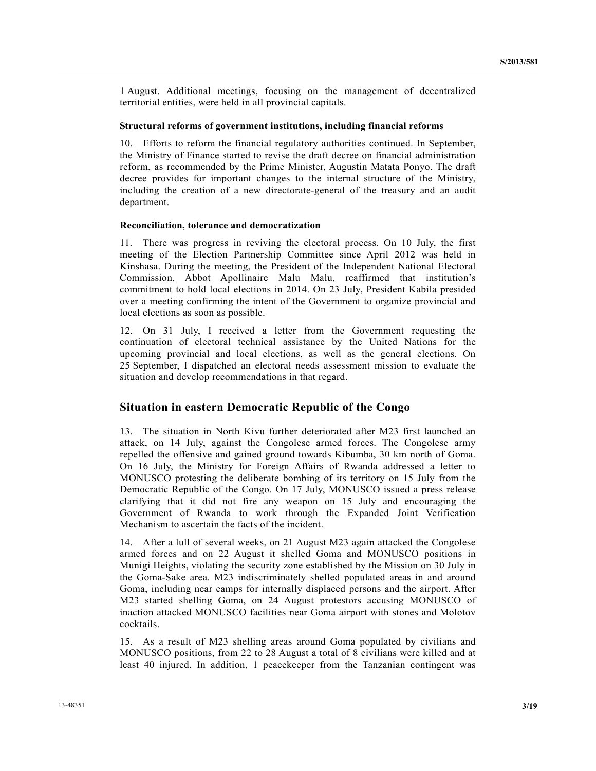1 August. Additional meetings, focusing on the management of decentralized territorial entities, were held in all provincial capitals.

### Structural reforms of government institutions, including financial reforms

10. Efforts to reform the financial regulatory authorities continued. In September, the Ministry of Finance started to revise the draft decree on financial administration reform, as recommended by the Prime Minister, Augustin Matata Ponyo. The draft decree provides for important changes to the internal structure of the Ministry, including the creation of a new directorate-general of the treasury and an audit department.

### Reconciliation, tolerance and democratization

11. There was progress in reviving the electoral process. On 10 July, the first meeting of the Election Partnership Committee since April 2012 was held in Kinshasa. During the meeting, the President of the Independent National Electoral Commission, Abbot Apollinaire Malu Malu, reaffirmed that institution's commitment to hold local elections in 2014. On 23 July, President Kabila presided over a meeting confirming the intent of the Government to organize provincial and local elections as soon as possible.

12. On 31 July, I received a letter from the Government requesting the continuation of electoral technical assistance by the United Nations for the upcoming provincial and local elections, as well as the general elections. On 25 September, I dispatched an electoral needs assessment mission to evaluate the situation and develop recommendations in that regard.

## Situation in eastern Democratic Republic of the Congo

13. The situation in North Kivu further deteriorated after M23 first launched an attack, on 14 July, against the Congolese armed forces. The Congolese army repelled the offensive and gained ground towards Kibumba, 30 km north of Goma. On 16 July, the Ministry for Foreign Affairs of Rwanda addressed a letter to MONUSCO protesting the deliberate bombing of its territory on 15 July from the Democratic Republic of the Congo. On 17 July, MONUSCO issued a press release clarifying that it did not fire any weapon on 15 July and encouraging the Government of Rwanda to work through the Expanded Joint Verification Mechanism to ascertain the facts of the incident.

14. After a lull of several weeks, on 21 August M23 again attacked the Congolese armed forces and on 22 August it shelled Goma and MONUSCO positions in Munigi Heights, violating the security zone established by the Mission on 30 July in the Goma-Sake area. M23 indiscriminately shelled populated areas in and around Goma, including near camps for internally displaced persons and the airport. After M23 started shelling Goma, on 24 August protestors accusing MONUSCO of inaction attacked MONUSCO facilities near Goma airport with stones and Molotov cocktails.

15. As a result of M23 shelling areas around Goma populated by civilians and MONUSCO positions, from 22 to 28 August a total of 8 civilians were killed and at least 40 injured. In addition, 1 peacekeeper from the Tanzanian contingent was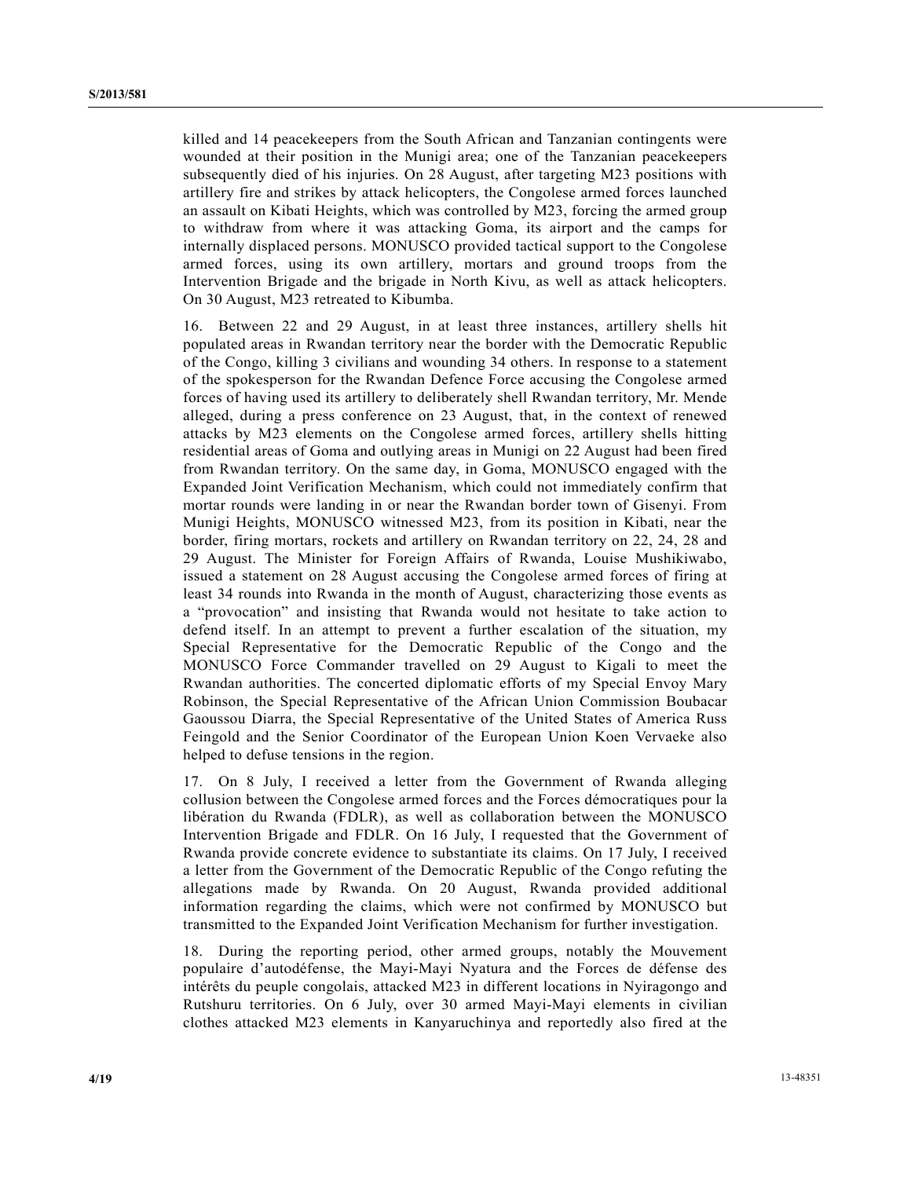killed and 14 peacekeepers from the South African and Tanzanian contingents were wounded at their position in the Munigi area; one of the Tanzanian peacekeepers subsequently died of his injuries. On 28 August, after targeting M23 positions with artillery fire and strikes by attack helicopters, the Congolese armed forces launched an assault on Kibati Heights, which was controlled by M23, forcing the armed group to withdraw from where it was attacking Goma, its airport and the camps for internally displaced persons. MONUSCO provided tactical support to the Congolese armed forces, using its own artillery, mortars and ground troops from the Intervention Brigade and the brigade in North Kivu, as well as attack helicopters. On 30 August, M23 retreated to Kibumba.

16. Between 22 and 29 August, in at least three instances, artillery shells hit populated areas in Rwandan territory near the border with the Democratic Republic of the Congo, killing 3 civilians and wounding 34 others. In response to a statement of the spokesperson for the Rwandan Defence Force accusing the Congolese armed forces of having used its artillery to deliberately shell Rwandan territory, Mr. Mende alleged, during a press conference on 23 August, that, in the context of renewed attacks by M23 elements on the Congolese armed forces, artillery shells hitting residential areas of Goma and outlying areas in Munigi on 22 August had been fired from Rwandan territory. On the same day, in Goma, MONUSCO engaged with the Expanded Joint Verification Mechanism, which could not immediately confirm that mortar rounds were landing in or near the Rwandan border town of Gisenyi. From Munigi Heights, MONUSCO witnessed M23, from its position in Kibati, near the border, firing mortars, rockets and artillery on Rwandan territory on 22, 24, 28 and 29 August. The Minister for Foreign Affairs of Rwanda, Louise Mushikiwabo, issued a statement on 28 August accusing the Congolese armed forces of firing at least 34 rounds into Rwanda in the month of August, characterizing those events as a “provocation” and insisting that Rwanda would not hesitate to take action to defend itself. In an attempt to prevent a further escalation of the situation, my Special Representative for the Democratic Republic of the Congo and the MONUSCO Force Commander travelled on 29 August to Kigali to meet the Rwandan authorities. The concerted diplomatic efforts of my Special Envoy Mary Robinson, the Special Representative of the African Union Commission Boubacar Gaoussou Diarra, the Special Representative of the United States of America Russ Feingold and the Senior Coordinator of the European Union Koen Vervaeke also helped to defuse tensions in the region.

17. On 8 July, I received a letter from the Government of Rwanda alleging collusion between the Congolese armed forces and the Forces démocratiques pour la libération du Rwanda (FDLR), as well as collaboration between the MONUSCO Intervention Brigade and FDLR. On 16 July, I requested that the Government of Rwanda provide concrete evidence to substantiate its claims. On 17 July, I received a letter from the Government of the Democratic Republic of the Congo refuting the allegations made by Rwanda. On 20 August, Rwanda provided additional information regarding the claims, which were not confirmed by MONUSCO but transmitted to the Expanded Joint Verification Mechanism for further investigation.

18. During the reporting period, other armed groups, notably the Mouvement populaire d’autodéfense, the Mayi-Mayi Nyatura and the Forces de défense des intérêts du peuple congolais, attacked M23 in different locations in Nyiragongo and Rutshuru territories. On 6 July, over 30 armed Mayi-Mayi elements in civilian clothes attacked M23 elements in Kanyaruchinya and reportedly also fired at the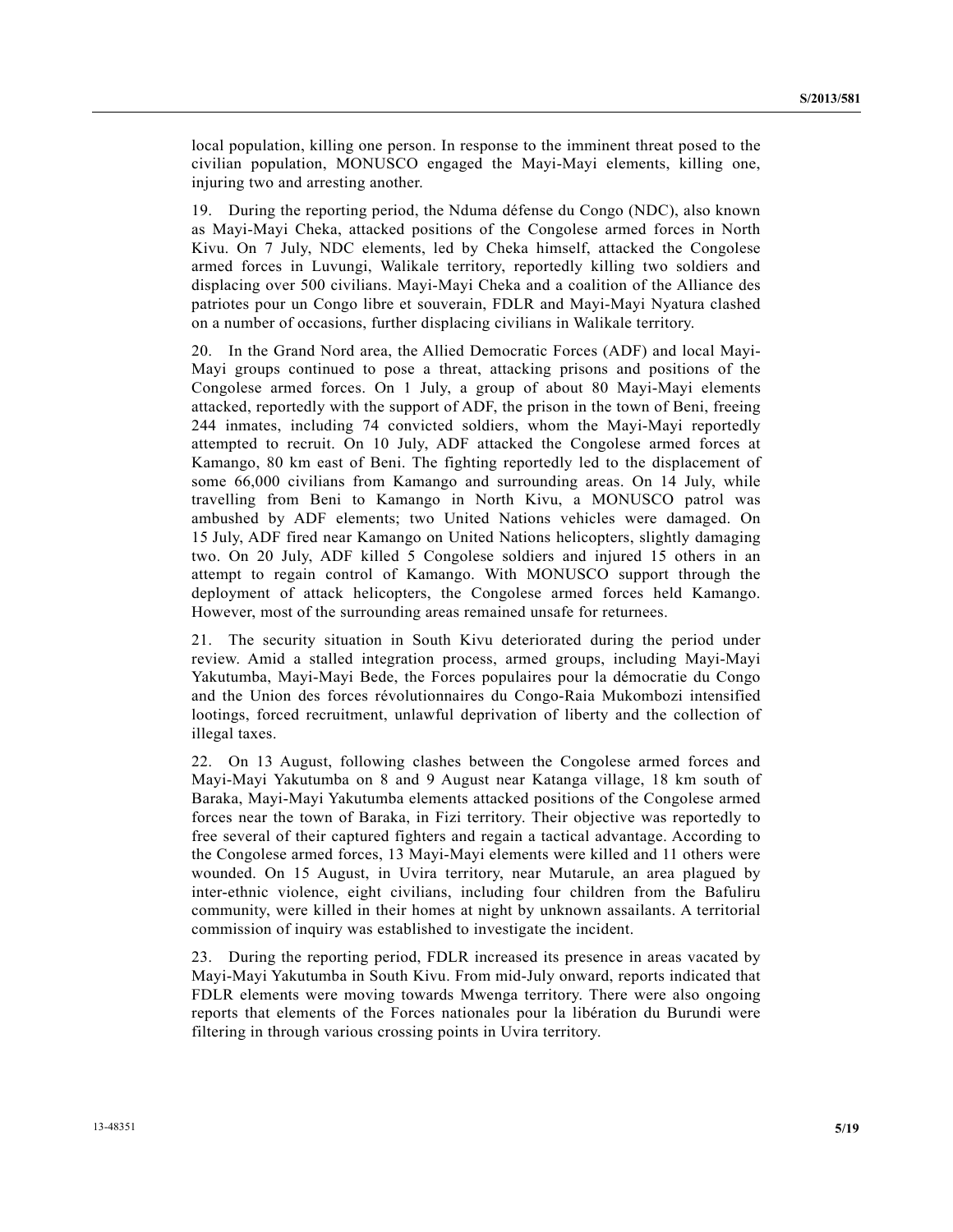local population, killing one person. In response to the imminent threat posed to the civilian population, MONUSCO engaged the Mayi-Mayi elements, killing one, injuring two and arresting another.

19. During the reporting period, the Nduma défense du Congo (NDC), also known as Mayi-Mayi Cheka, attacked positions of the Congolese armed forces in North Kivu. On 7 July, NDC elements, led by Cheka himself, attacked the Congolese armed forces in Luvungi, Walikale territory, reportedly killing two soldiers and displacing over 500 civilians. Mayi-Mayi Cheka and a coalition of the Alliance des patriotes pour un Congo libre et souverain, FDLR and Mayi-Mayi Nyatura clashed on a number of occasions, further displacing civilians in Walikale territory.

20. In the Grand Nord area, the Allied Democratic Forces (ADF) and local Mayi-Mayi groups continued to pose a threat, attacking prisons and positions of the Congolese armed forces. On 1 July, a group of about 80 Mayi-Mayi elements attacked, reportedly with the support of ADF, the prison in the town of Beni, freeing 244 inmates, including 74 convicted soldiers, whom the Mayi-Mayi reportedly attempted to recruit. On 10 July, ADF attacked the Congolese armed forces at Kamango, 80 km east of Beni. The fighting reportedly led to the displacement of some 66,000 civilians from Kamango and surrounding areas. On 14 July, while travelling from Beni to Kamango in North Kivu, a MONUSCO patrol was ambushed by ADF elements; two United Nations vehicles were damaged. On 15 July, ADF fired near Kamango on United Nations helicopters, slightly damaging two. On 20 July, ADF killed 5 Congolese soldiers and injured 15 others in an attempt to regain control of Kamango. With MONUSCO support through the deployment of attack helicopters, the Congolese armed forces held Kamango. However, most of the surrounding areas remained unsafe for returnees.

21. The security situation in South Kivu deteriorated during the period under review. Amid a stalled integration process, armed groups, including Mayi-Mayi Yakutumba, Mayi-Mayi Bede, the Forces populaires pour la démocratie du Congo and the Union des forces révolutionnaires du Congo-Raia Mukombozi intensified lootings, forced recruitment, unlawful deprivation of liberty and the collection of illegal taxes.

22. On 13 August, following clashes between the Congolese armed forces and Mayi-Mayi Yakutumba on 8 and 9 August near Katanga village, 18 km south of Baraka, Mayi-Mayi Yakutumba elements attacked positions of the Congolese armed forces near the town of Baraka, in Fizi territory. Their objective was reportedly to free several of their captured fighters and regain a tactical advantage. According to the Congolese armed forces, 13 Mayi-Mayi elements were killed and 11 others were wounded. On 15 August, in Uvira territory, near Mutarule, an area plagued by inter-ethnic violence, eight civilians, including four children from the Bafuliru community, were killed in their homes at night by unknown assailants. A territorial commission of inquiry was established to investigate the incident.

23. During the reporting period, FDLR increased its presence in areas vacated by Mayi-Mayi Yakutumba in South Kivu. From mid-July onward, reports indicated that FDLR elements were moving towards Mwenga territory. There were also ongoing reports that elements of the Forces nationales pour la libération du Burundi were filtering in through various crossing points in Uvira territory.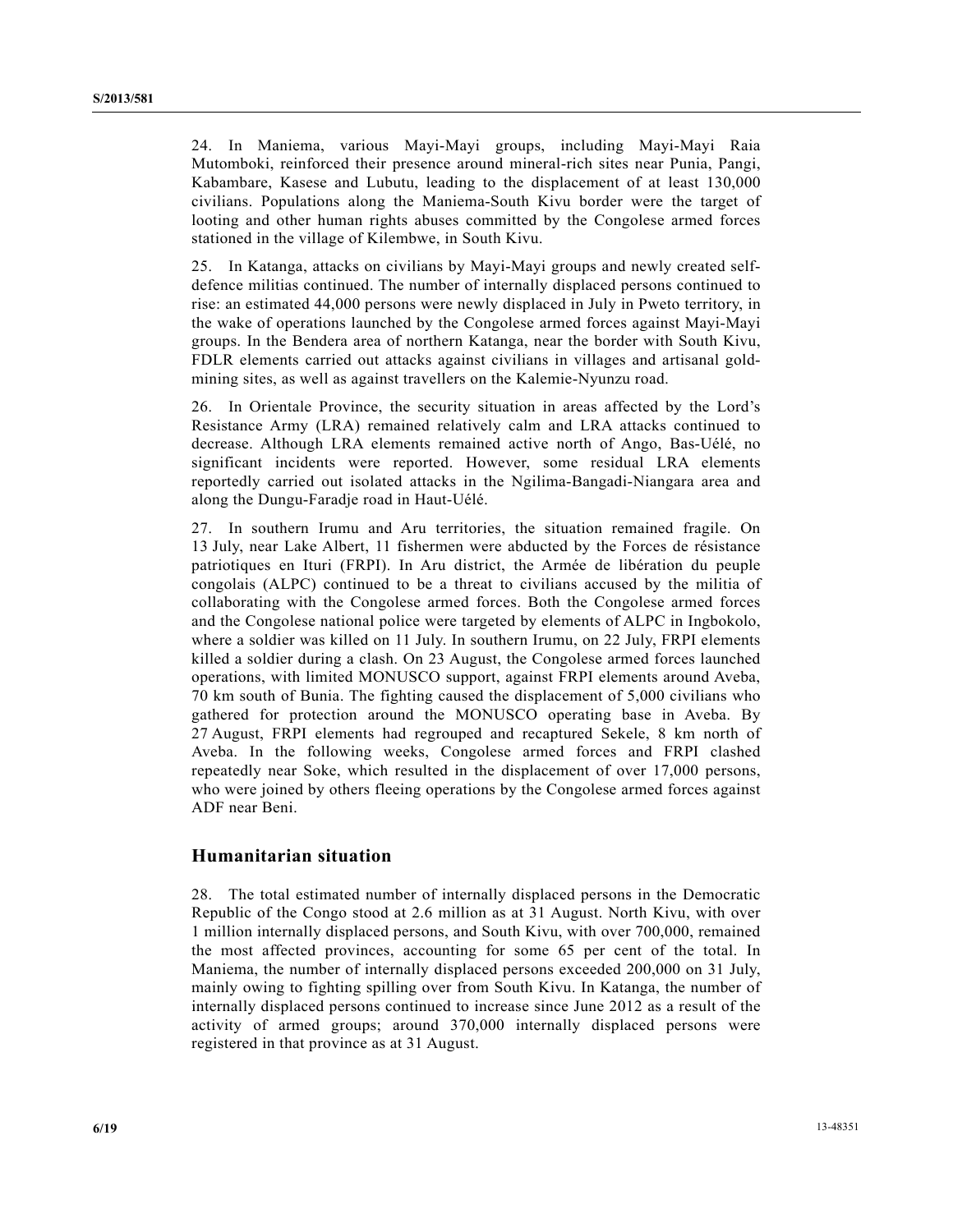24. In Maniema, various Mayi-Mayi groups, including Mayi-Mayi Raia Mutomboki, reinforced their presence around mineral-rich sites near Punia, Pangi, Kabambare, Kasese and Lubutu, leading to the displacement of at least 130,000 civilians. Populations along the Maniema-South Kivu border were the target of looting and other human rights abuses committed by the Congolese armed forces stationed in the village of Kilembwe, in South Kivu.

25. In Katanga, attacks on civilians by Mayi-Mayi groups and newly created self-defence militias continued. The number of internally displaced persons continued to rise: an estimated 44,000 persons were newly displaced in July in Pweto territory, in the wake of operations launched by the Congolese armed forces against Mayi-Mayi groups. In the Bendera area of northern Katanga, near the border with South Kivu, FDLR elements carried out attacks against civilians in villages and artisanal gold-mining sites, as well as against travellers on the Kalemie-Nyunzu road.

26. In Orientale Province, the security situation in areas affected by the Lord's Resistance Army (LRA) remained relatively calm and LRA attacks continued to decrease. Although LRA elements remained active north of Ango, Bas-Uélé, no significant incidents were reported. However, some residual LRA elements reportedly carried out isolated attacks in the Ngilima-Bangadi-Niangara area and along the Dungu-Faradje road in Haut-Uélé.

27. In southern Irumu and Aru territories, the situation remained fragile. On 13 July, near Lake Albert, 11 fishermen were abducted by the Forces de résistance patriotiques en Ituri (FRPI). In Aru district, the Armée de libération du peuple congolais (ALPC) continued to be a threat to civilians accused by the militia of collaborating with the Congolese armed forces. Both the Congolese armed forces and the Congolese national police were targeted by elements of ALPC in Ingbokolo, where a soldier was killed on 11 July. In southern Irumu, on 22 July, FRPI elements killed a soldier during a clash. On 23 August, the Congolese armed forces launched operations, with limited MONUSCO support, against FRPI elements around Aveba, 70 km south of Bunia. The fighting caused the displacement of 5,000 civilians who gathered for protection around the MONUSCO operating base in Aveba. By 27 August, FRPI elements had regrouped and recaptured Sekele, 8 km north of Aveba. In the following weeks, Congolese armed forces and FRPI clashed repeatedly near Soke, which resulted in the displacement of over 17,000 persons, who were joined by others fleeing operations by the Congolese armed forces against ADF near Beni.

## Humanitarian situation

28. The total estimated number of internally displaced persons in the Democratic Republic of the Congo stood at 2.6 million as at 31 August. North Kivu, with over 1 million internally displaced persons, and South Kivu, with over 700,000, remained the most affected provinces, accounting for some 65 per cent of the total. In Maniema, the number of internally displaced persons exceeded 200,000 on 31 July, mainly owing to fighting spilling over from South Kivu. In Katanga, the number of internally displaced persons continued to increase since June 2012 as a result of the activity of armed groups; around 370,000 internally displaced persons were registered in that province as at 31 August.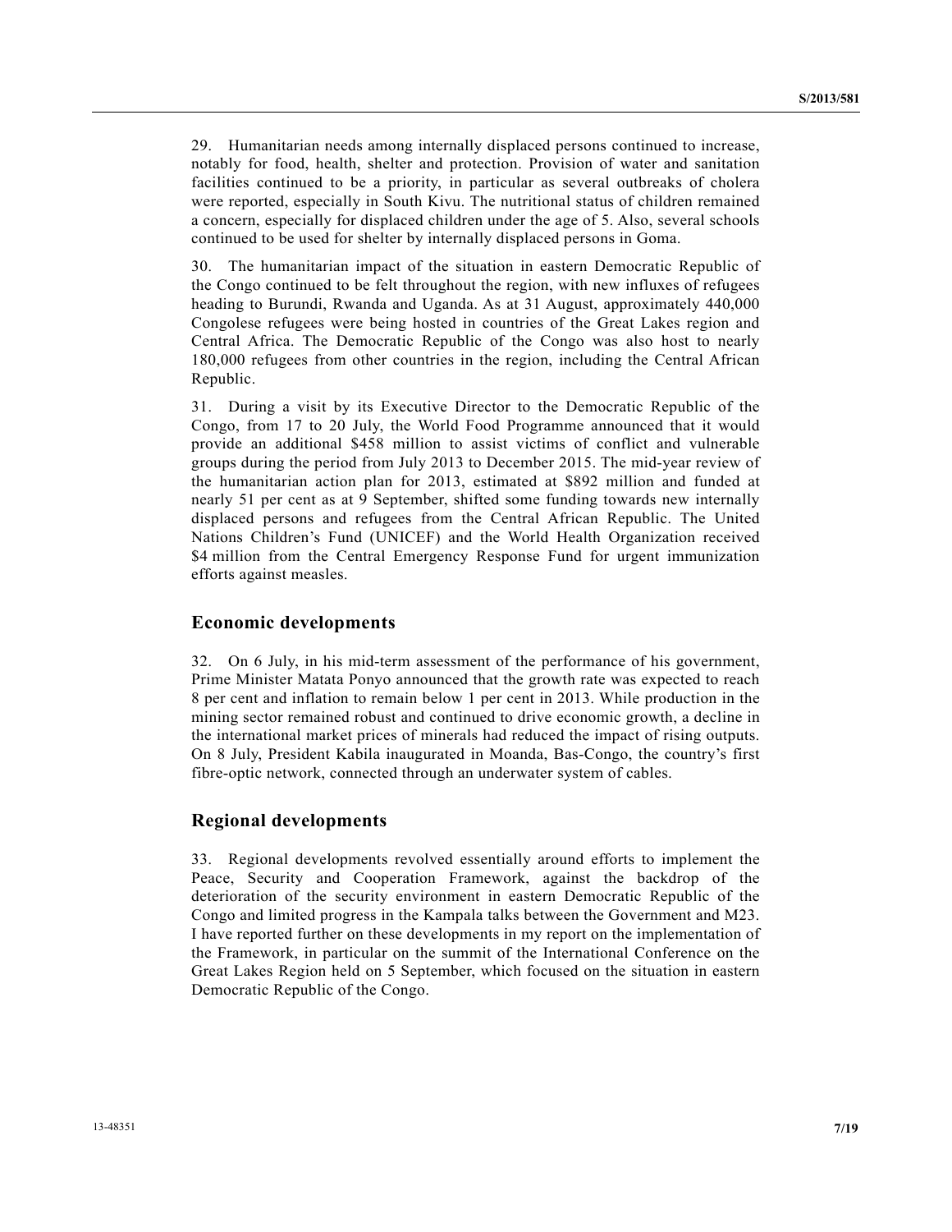29. Humanitarian needs among internally displaced persons continued to increase, notably for food, health, shelter and protection. Provision of water and sanitation facilities continued to be a priority, in particular as several outbreaks of cholera were reported, especially in South Kivu. The nutritional status of children remained a concern, especially for displaced children under the age of 5. Also, several schools continued to be used for shelter by internally displaced persons in Goma.

30. The humanitarian impact of the situation in eastern Democratic Republic of the Congo continued to be felt throughout the region, with new influxes of refugees heading to Burundi, Rwanda and Uganda. As at 31 August, approximately 440,000 Congolese refugees were being hosted in countries of the Great Lakes region and Central Africa. The Democratic Republic of the Congo was also host to nearly 180,000 refugees from other countries in the region, including the Central African Republic.

31. During a visit by its Executive Director to the Democratic Republic of the Congo, from 17 to 20 July, the World Food Programme announced that it would provide an additional $458 million to assist victims of conflict and vulnerable groups during the period from July 2013 to December 2015. The mid-year review of the humanitarian action plan for 2013, estimated at $892 million and funded at nearly 51 per cent as at 9 September, shifted some funding towards new internally displaced persons and refugees from the Central African Republic. The United Nations Children's Fund (UNICEF) and the World Health Organization received $4 million from the Central Emergency Response Fund for urgent immunization efforts against measles.

## Economic developments

32. On 6 July, in his mid-term assessment of the performance of his government, Prime Minister Matata Ponyo announced that the growth rate was expected to reach 8 per cent and inflation to remain below 1 per cent in 2013. While production in the mining sector remained robust and continued to drive economic growth, a decline in the international market prices of minerals had reduced the impact of rising outputs. On 8 July, President Kabila inaugurated in Moanda, Bas-Congo, the country's first fibre-optic network, connected through an underwater system of cables.

## Regional developments

33. Regional developments revolved essentially around efforts to implement the Peace, Security and Cooperation Framework, against the backdrop of the deterioration of the security environment in eastern Democratic Republic of the Congo and limited progress in the Kampala talks between the Government and M23. I have reported further on these developments in my report on the implementation of the Framework, in particular on the summit of the International Conference on the Great Lakes Region held on 5 September, which focused on the situation in eastern Democratic Republic of the Congo.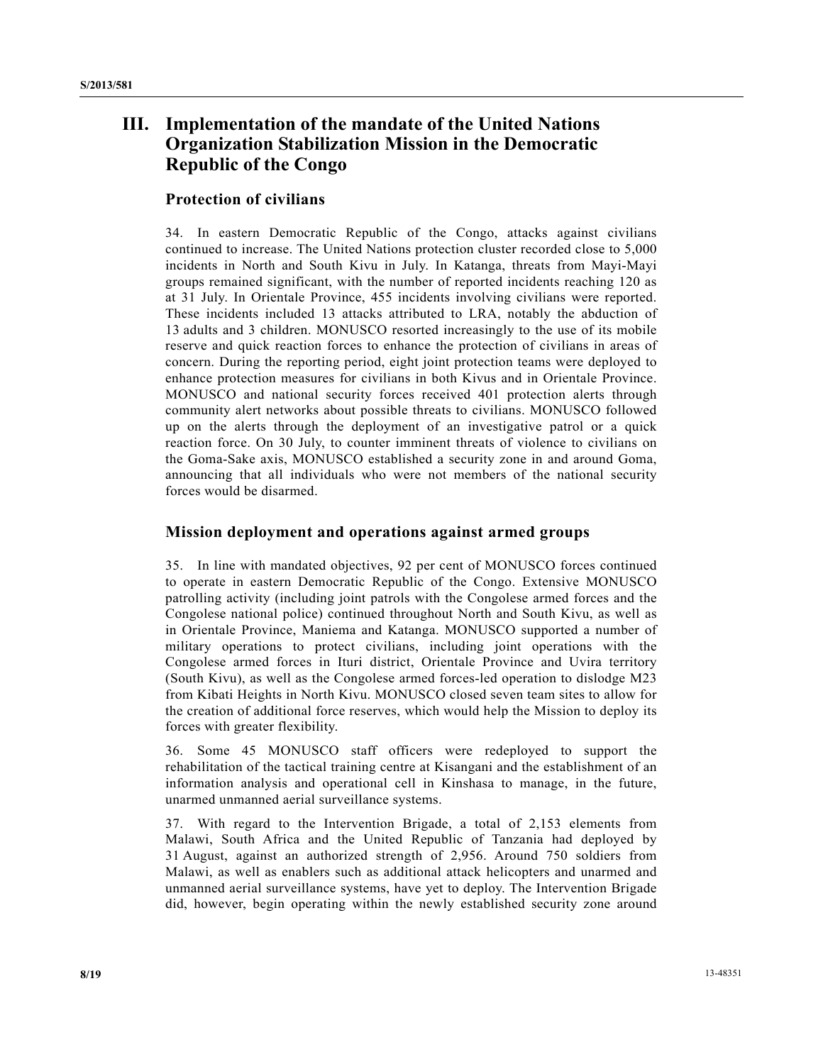## III. Implementation of the mandate of the United Nations Organization Stabilization Mission in the Democratic Republic of the Congo

### Protection of civilians

34. In eastern Democratic Republic of the Congo, attacks against civilians continued to increase. The United Nations protection cluster recorded close to 5,000 incidents in North and South Kivu in July. In Katanga, threats from Mayi-Mayi groups remained significant, with the number of reported incidents reaching 120 as at 31 July. In Orientale Province, 455 incidents involving civilians were reported. These incidents included 13 attacks attributed to LRA, notably the abduction of 13 adults and 3 children. MONUSCO resorted increasingly to the use of its mobile reserve and quick reaction forces to enhance the protection of civilians in areas of concern. During the reporting period, eight joint protection teams were deployed to enhance protection measures for civilians in both Kivus and in Orientale Province. MONUSCO and national security forces received 401 protection alerts through community alert networks about possible threats to civilians. MONUSCO followed up on the alerts through the deployment of an investigative patrol or a quick reaction force. On 30 July, to counter imminent threats of violence to civilians on the Goma-Sake axis, MONUSCO established a security zone in and around Goma, announcing that all individuals who were not members of the national security forces would be disarmed.

### Mission deployment and operations against armed groups

35. In line with mandated objectives, 92 per cent of MONUSCO forces continued to operate in eastern Democratic Republic of the Congo. Extensive MONUSCO patrolling activity (including joint patrols with the Congolese armed forces and the Congolese national police) continued throughout North and South Kivu, as well as in Orientale Province, Maniema and Katanga. MONUSCO supported a number of military operations to protect civilians, including joint operations with the Congolese armed forces in Ituri district, Orientale Province and Uvira territory (South Kivu), as well as the Congolese armed forces-led operation to dislodge M23 from Kibati Heights in North Kivu. MONUSCO closed seven team sites to allow for the creation of additional force reserves, which would help the Mission to deploy its forces with greater flexibility.

36. Some 45 MONUSCO staff officers were redeployed to support the rehabilitation of the tactical training centre at Kisangani and the establishment of an information analysis and operational cell in Kinshasa to manage, in the future, unarmed unmanned aerial surveillance systems.

37. With regard to the Intervention Brigade, a total of 2,153 elements from Malawi, South Africa and the United Republic of Tanzania had deployed by 31 August, against an authorized strength of 2,956. Around 750 soldiers from Malawi, as well as enablers such as additional attack helicopters and unarmed and unmanned aerial surveillance systems, have yet to deploy. The Intervention Brigade did, however, begin operating within the newly established security zone around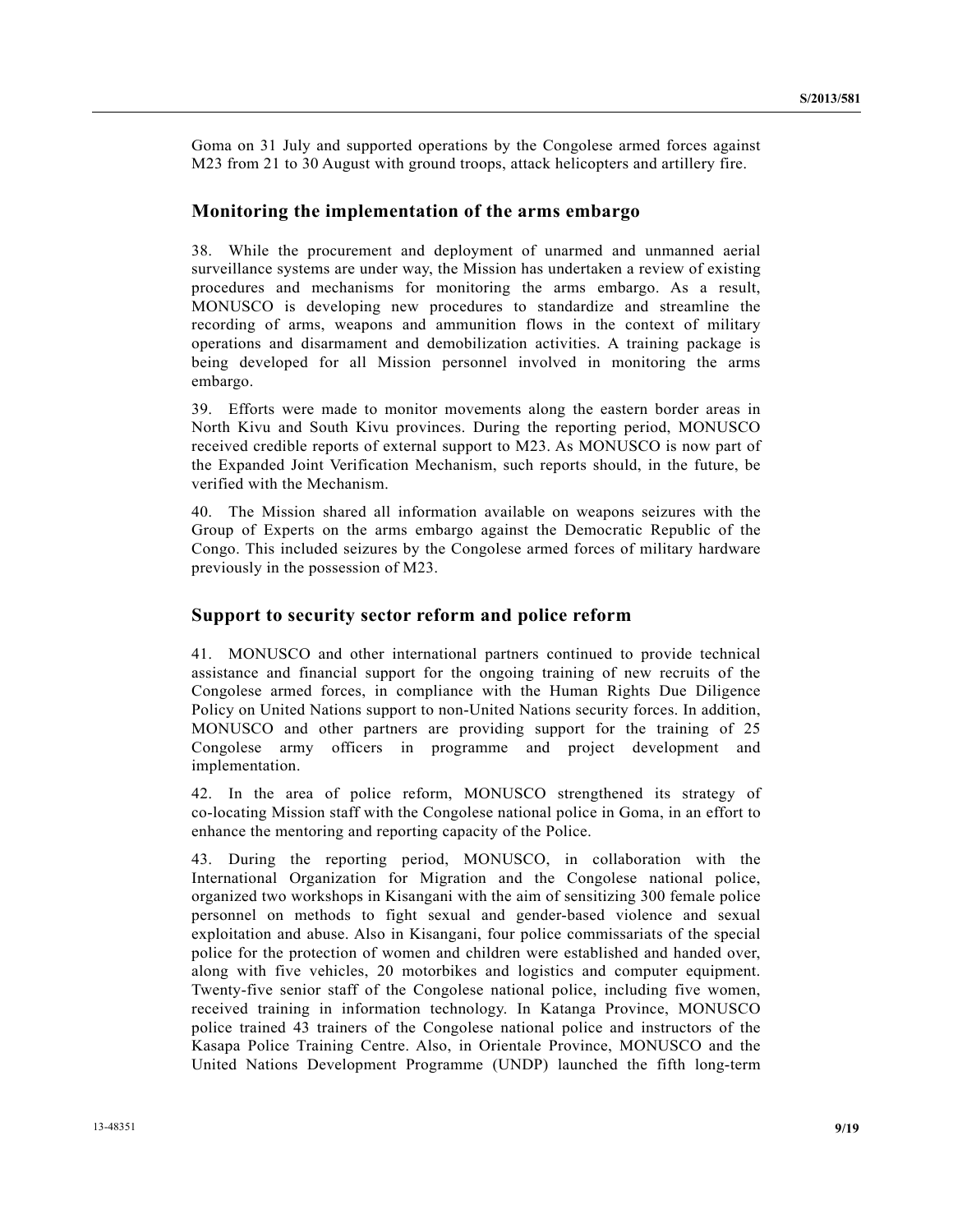Goma on 31 July and supported operations by the Congolese armed forces against M23 from 21 to 30 August with ground troops, attack helicopters and artillery fire.

## Monitoring the implementation of the arms embargo

38. While the procurement and deployment of unarmed and unmanned aerial surveillance systems are under way, the Mission has undertaken a review of existing procedures and mechanisms for monitoring the arms embargo. As a result, MONUSCO is developing new procedures to standardize and streamline the recording of arms, weapons and ammunition flows in the context of military operations and disarmament and demobilization activities. A training package is being developed for all Mission personnel involved in monitoring the arms embargo.

39. Efforts were made to monitor movements along the eastern border areas in North Kivu and South Kivu provinces. During the reporting period, MONUSCO received credible reports of external support to M23. As MONUSCO is now part of the Expanded Joint Verification Mechanism, such reports should, in the future, be verified with the Mechanism.

40. The Mission shared all information available on weapons seizures with the Group of Experts on the arms embargo against the Democratic Republic of the Congo. This included seizures by the Congolese armed forces of military hardware previously in the possession of M23.

## Support to security sector reform and police reform

41. MONUSCO and other international partners continued to provide technical assistance and financial support for the ongoing training of new recruits of the Congolese armed forces, in compliance with the Human Rights Due Diligence Policy on United Nations support to non-United Nations security forces. In addition, MONUSCO and other partners are providing support for the training of 25 Congolese army officers in programme and project development and implementation.

42. In the area of police reform, MONUSCO strengthened its strategy of co-locating Mission staff with the Congolese national police in Goma, in an effort to enhance the mentoring and reporting capacity of the Police.

43. During the reporting period, MONUSCO, in collaboration with the International Organization for Migration and the Congolese national police, organized two workshops in Kisangani with the aim of sensitizing 300 female police personnel on methods to fight sexual and gender-based violence and sexual exploitation and abuse. Also in Kisangani, four police commissariats of the special police for the protection of women and children were established and handed over, along with five vehicles, 20 motorbikes and logistics and computer equipment. Twenty-five senior staff of the Congolese national police, including five women, received training in information technology. In Katanga Province, MONUSCO police trained 43 trainers of the Congolese national police and instructors of the Kasapa Police Training Centre. Also, in Orientale Province, MONUSCO and the United Nations Development Programme (UNDP) launched the fifth long-term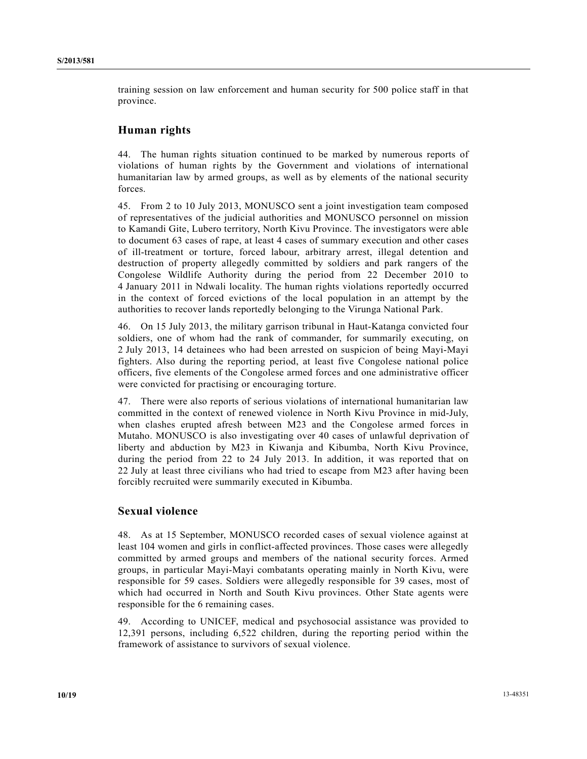training session on law enforcement and human security for 500 police staff in that province.

## Human rights

44. The human rights situation continued to be marked by numerous reports of violations of human rights by the Government and violations of international humanitarian law by armed groups, as well as by elements of the national security forces.

45. From 2 to 10 July 2013, MONUSCO sent a joint investigation team composed of representatives of the judicial authorities and MONUSCO personnel on mission to Kamandi Gite, Lubero territory, North Kivu Province. The investigators were able to document 63 cases of rape, at least 4 cases of summary execution and other cases of ill-treatment or torture, forced labour, arbitrary arrest, illegal detention and destruction of property allegedly committed by soldiers and park rangers of the Congolese Wildlife Authority during the period from 22 December 2010 to 4 January 2011 in Ndwali locality. The human rights violations reportedly occurred in the context of forced evictions of the local population in an attempt by the authorities to recover lands reportedly belonging to the Virunga National Park.

46. On 15 July 2013, the military garrison tribunal in Haut-Katanga convicted four soldiers, one of whom had the rank of commander, for summarily executing, on 2 July 2013, 14 detainees who had been arrested on suspicion of being Mayi-Mayi fighters. Also during the reporting period, at least five Congolese national police officers, five elements of the Congolese armed forces and one administrative officer were convicted for practising or encouraging torture.

47. There were also reports of serious violations of international humanitarian law committed in the context of renewed violence in North Kivu Province in mid-July, when clashes erupted afresh between M23 and the Congolese armed forces in Mutaho. MONUSCO is also investigating over 40 cases of unlawful deprivation of liberty and abduction by M23 in Kiwanja and Kibumba, North Kivu Province, during the period from 22 to 24 July 2013. In addition, it was reported that on 22 July at least three civilians who had tried to escape from M23 after having been forcibly recruited were summarily executed in Kibumba.

## Sexual violence

48. As at 15 September, MONUSCO recorded cases of sexual violence against at least 104 women and girls in conflict-affected provinces. Those cases were allegedly committed by armed groups and members of the national security forces. Armed groups, in particular Mayi-Mayi combatants operating mainly in North Kivu, were responsible for 59 cases. Soldiers were allegedly responsible for 39 cases, most of which had occurred in North and South Kivu provinces. Other State agents were responsible for the 6 remaining cases.

49. According to UNICEF, medical and psychosocial assistance was provided to 12,391 persons, including 6,522 children, during the reporting period within the framework of assistance to survivors of sexual violence.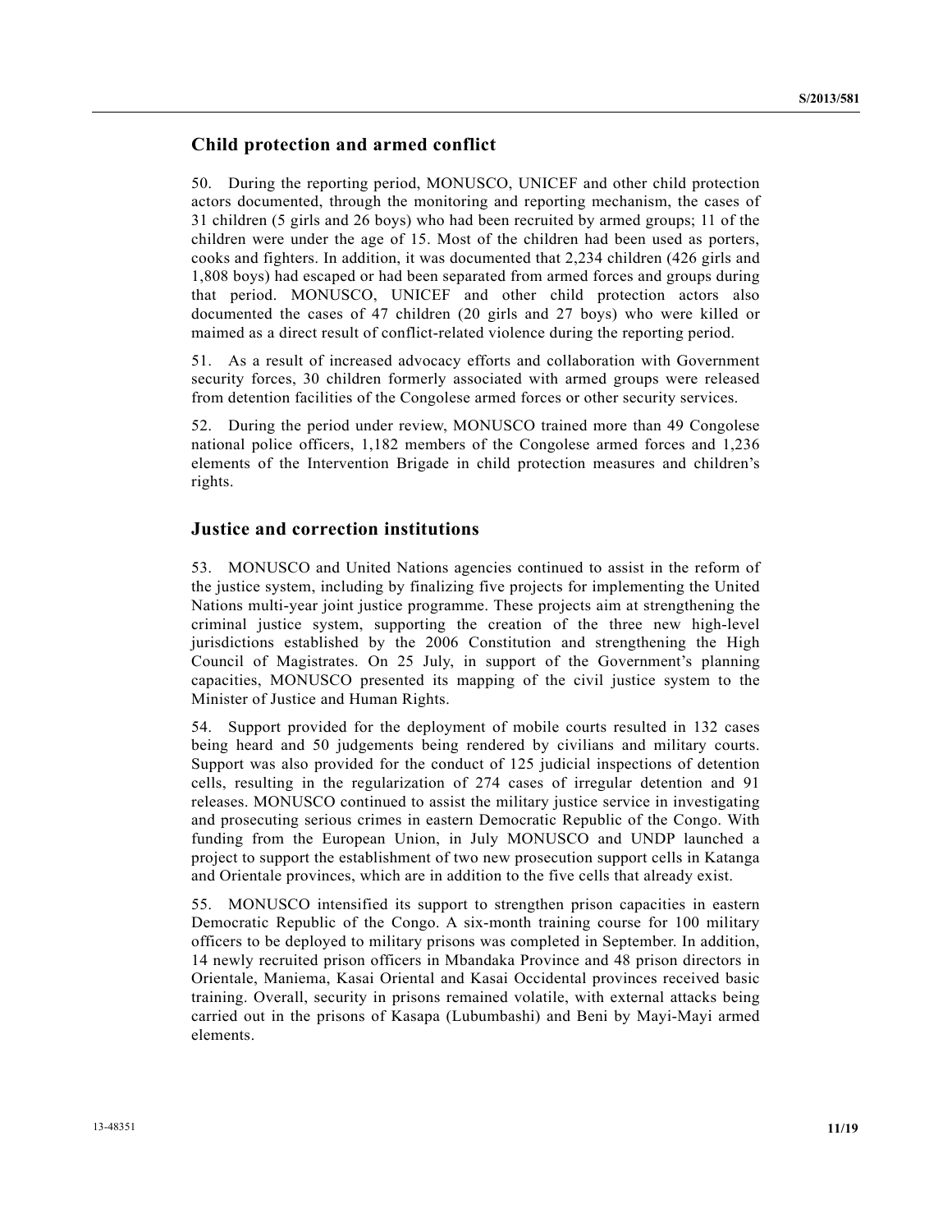## Child protection and armed conflict

50. During the reporting period, MONUSCO, UNICEF and other child protection actors documented, through the monitoring and reporting mechanism, the cases of 31 children (5 girls and 26 boys) who had been recruited by armed groups; 11 of the children were under the age of 15. Most of the children had been used as porters, cooks and fighters. In addition, it was documented that 2,234 children (426 girls and 1,808 boys) had escaped or had been separated from armed forces and groups during that period. MONUSCO, UNICEF and other child protection actors also documented the cases of 47 children (20 girls and 27 boys) who were killed or maimed as a direct result of conflict-related violence during the reporting period.

51. As a result of increased advocacy efforts and collaboration with Government security forces, 30 children formerly associated with armed groups were released from detention facilities of the Congolese armed forces or other security services.

52. During the period under review, MONUSCO trained more than 49 Congolese national police officers, 1,182 members of the Congolese armed forces and 1,236 elements of the Intervention Brigade in child protection measures and children's rights.

## Justice and correction institutions

53. MONUSCO and United Nations agencies continued to assist in the reform of the justice system, including by finalizing five projects for implementing the United Nations multi-year joint justice programme. These projects aim at strengthening the criminal justice system, supporting the creation of the three new high-level jurisdictions established by the 2006 Constitution and strengthening the High Council of Magistrates. On 25 July, in support of the Government's planning capacities, MONUSCO presented its mapping of the civil justice system to the Minister of Justice and Human Rights.

54. Support provided for the deployment of mobile courts resulted in 132 cases being heard and 50 judgements being rendered by civilians and military courts. Support was also provided for the conduct of 125 judicial inspections of detention cells, resulting in the regularization of 274 cases of irregular detention and 91 releases. MONUSCO continued to assist the military justice service in investigating and prosecuting serious crimes in eastern Democratic Republic of the Congo. With funding from the European Union, in July MONUSCO and UNDP launched a project to support the establishment of two new prosecution support cells in Katanga and Orientale provinces, which are in addition to the five cells that already exist.

55. MONUSCO intensified its support to strengthen prison capacities in eastern Democratic Republic of the Congo. A six-month training course for 100 military officers to be deployed to military prisons was completed in September. In addition, 14 newly recruited prison officers in Mbandaka Province and 48 prison directors in Orientale, Maniema, Kasai Oriental and Kasai Occidental provinces received basic training. Overall, security in prisons remained volatile, with external attacks being carried out in the prisons of Kasapa (Lubumbashi) and Beni by Mayi-Mayi armed elements.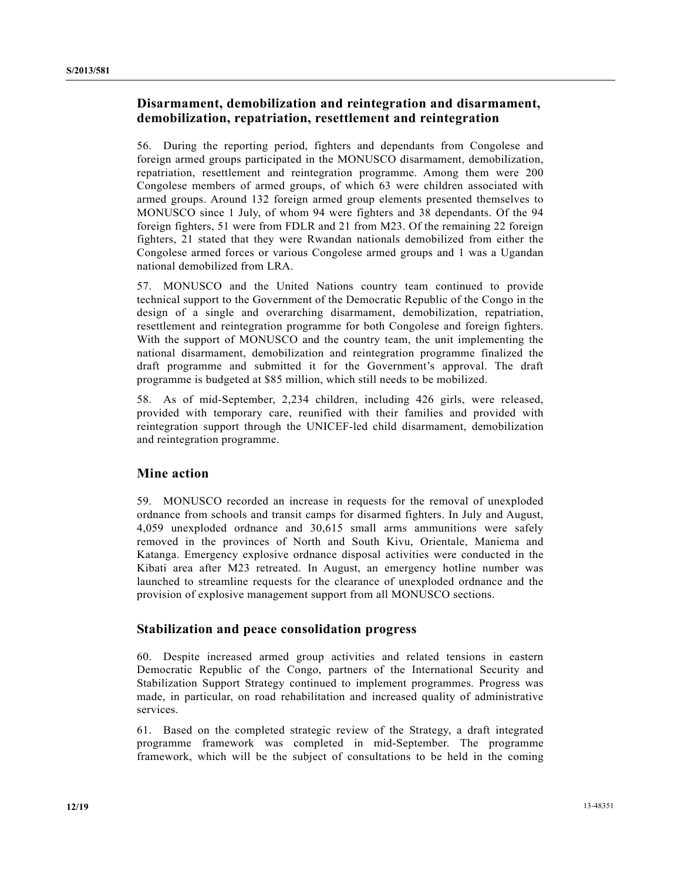## Disarmament, demobilization and reintegration and disarmament, demobilization, repatriation, resettlement and reintegration

56. During the reporting period, fighters and dependants from Congolese and foreign armed groups participated in the MONUSCO disarmament, demobilization, repatriation, resettlement and reintegration programme. Among them were 200 Congolese members of armed groups, of which 63 were children associated with armed groups. Around 132 foreign armed group elements presented themselves to MONUSCO since 1 July, of whom 94 were fighters and 38 dependants. Of the 94 foreign fighters, 51 were from FDLR and 21 from M23. Of the remaining 22 foreign fighters, 21 stated that they were Rwandan nationals demobilized from either the Congolese armed forces or various Congolese armed groups and 1 was a Ugandan national demobilized from LRA.

57. MONUSCO and the United Nations country team continued to provide technical support to the Government of the Democratic Republic of the Congo in the design of a single and overarching disarmament, demobilization, repatriation, resettlement and reintegration programme for both Congolese and foreign fighters. With the support of MONUSCO and the country team, the unit implementing the national disarmament, demobilization and reintegration programme finalized the draft programme and submitted it for the Government's approval. The draft programme is budgeted at $85 million, which still needs to be mobilized.

58. As of mid-September, 2,234 children, including 426 girls, were released, provided with temporary care, reunified with their families and provided with reintegration support through the UNICEF-led child disarmament, demobilization and reintegration programme.

## Mine action

59. MONUSCO recorded an increase in requests for the removal of unexploded ordnance from schools and transit camps for disarmed fighters. In July and August, 4,059 unexploded ordnance and 30,615 small arms ammunitions were safely removed in the provinces of North and South Kivu, Orientale, Maniema and Katanga. Emergency explosive ordnance disposal activities were conducted in the Kibati area after M23 retreated. In August, an emergency hotline number was launched to streamline requests for the clearance of unexploded ordnance and the provision of explosive management support from all MONUSCO sections.

## Stabilization and peace consolidation progress

60. Despite increased armed group activities and related tensions in eastern Democratic Republic of the Congo, partners of the International Security and Stabilization Support Strategy continued to implement programmes. Progress was made, in particular, on road rehabilitation and increased quality of administrative services.

61. Based on the completed strategic review of the Strategy, a draft integrated programme framework was completed in mid-September. The programme framework, which will be the subject of consultations to be held in the coming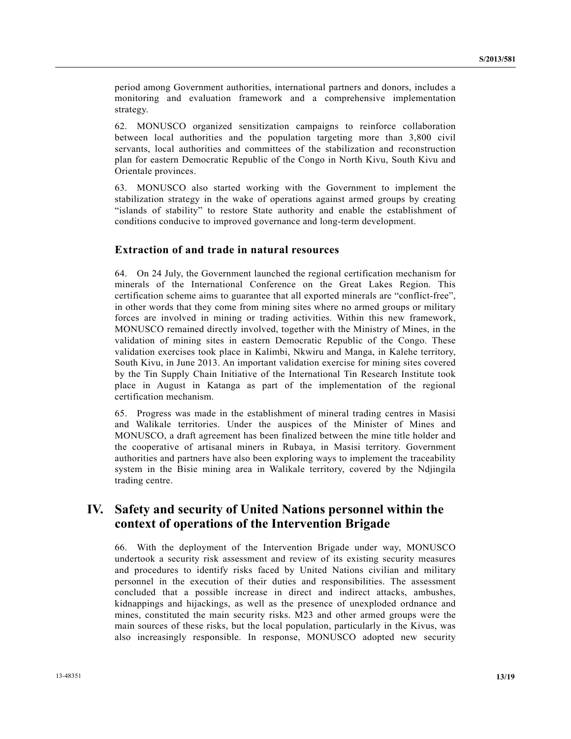period among Government authorities, international partners and donors, includes a monitoring and evaluation framework and a comprehensive implementation strategy.

62. MONUSCO organized sensitization campaigns to reinforce collaboration between local authorities and the population targeting more than 3,800 civil servants, local authorities and committees of the stabilization and reconstruction plan for eastern Democratic Republic of the Congo in North Kivu, South Kivu and Orientale provinces.

63. MONUSCO also started working with the Government to implement the stabilization strategy in the wake of operations against armed groups by creating "islands of stability" to restore State authority and enable the establishment of conditions conducive to improved governance and long-term development.

### Extraction of and trade in natural resources

64. On 24 July, the Government launched the regional certification mechanism for minerals of the International Conference on the Great Lakes Region. This certification scheme aims to guarantee that all exported minerals are "conflict-free", in other words that they come from mining sites where no armed groups or military forces are involved in mining or trading activities. Within this new framework, MONUSCO remained directly involved, together with the Ministry of Mines, in the validation of mining sites in eastern Democratic Republic of the Congo. These validation exercises took place in Kalimbi, Nkwiru and Manga, in Kalehe territory, South Kivu, in June 2013. An important validation exercise for mining sites covered by the Tin Supply Chain Initiative of the International Tin Research Institute took place in August in Katanga as part of the implementation of the regional certification mechanism.

65. Progress was made in the establishment of mineral trading centres in Masisi and Walikale territories. Under the auspices of the Minister of Mines and MONUSCO, a draft agreement has been finalized between the mine title holder and the cooperative of artisanal miners in Rubaya, in Masisi territory. Government authorities and partners have also been exploring ways to implement the traceability system in the Bisie mining area in Walikale territory, covered by the Ndjingila trading centre.

## IV. Safety and security of United Nations personnel within the context of operations of the Intervention Brigade

66. With the deployment of the Intervention Brigade under way, MONUSCO undertook a security risk assessment and review of its existing security measures and procedures to identify risks faced by United Nations civilian and military personnel in the execution of their duties and responsibilities. The assessment concluded that a possible increase in direct and indirect attacks, ambushes, kidnappings and hijackings, as well as the presence of unexploded ordnance and mines, constituted the main security risks. M23 and other armed groups were the main sources of these risks, but the local population, particularly in the Kivus, was also increasingly responsible. In response, MONUSCO adopted new security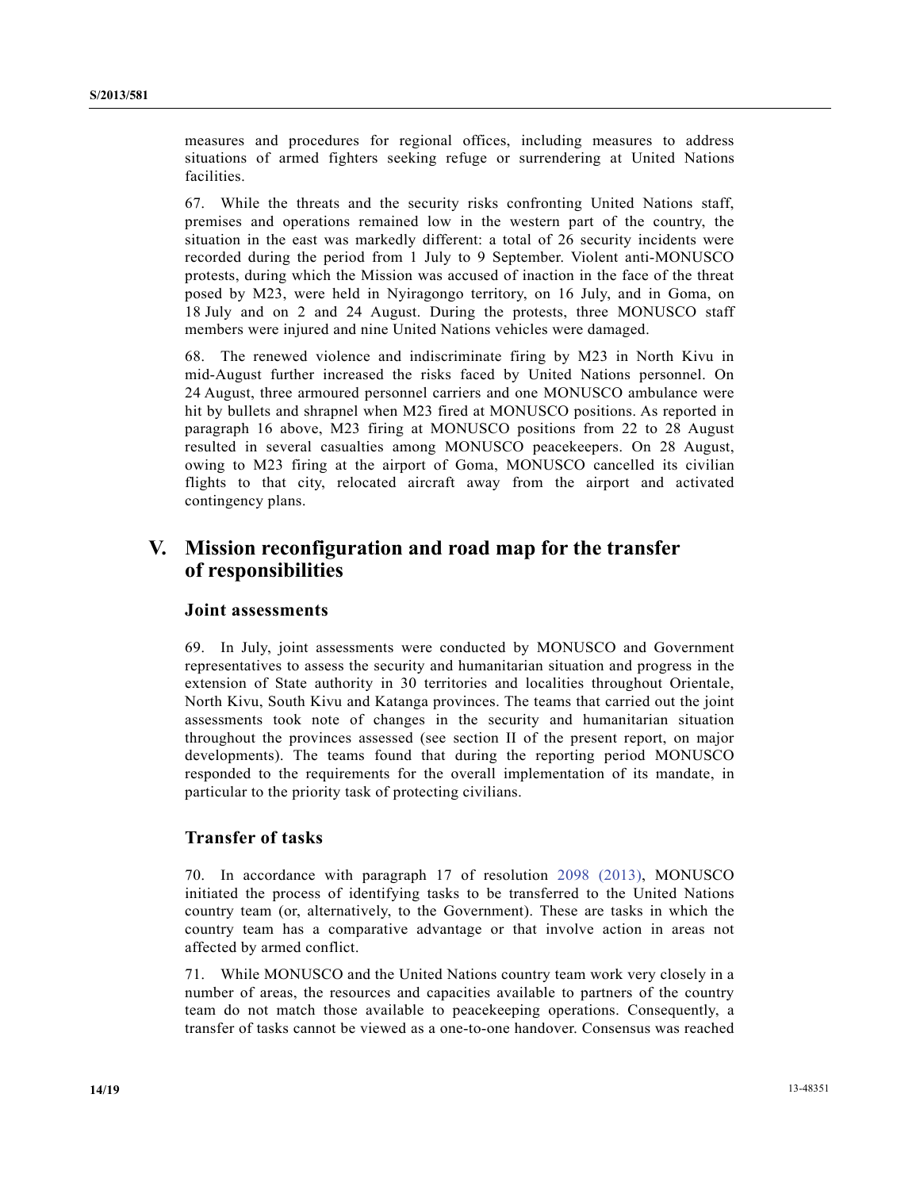measures and procedures for regional offices, including measures to address situations of armed fighters seeking refuge or surrendering at United Nations facilities.

67. While the threats and the security risks confronting United Nations staff, premises and operations remained low in the western part of the country, the situation in the east was markedly different: a total of 26 security incidents were recorded during the period from 1 July to 9 September. Violent anti-MONUSCO protests, during which the Mission was accused of inaction in the face of the threat posed by M23, were held in Nyiragongo territory, on 16 July, and in Goma, on 18 July and on 2 and 24 August. During the protests, three MONUSCO staff members were injured and nine United Nations vehicles were damaged.

68. The renewed violence and indiscriminate firing by M23 in North Kivu in mid-August further increased the risks faced by United Nations personnel. On 24 August, three armoured personnel carriers and one MONUSCO ambulance were hit by bullets and shrapnel when M23 fired at MONUSCO positions. As reported in paragraph 16 above, M23 firing at MONUSCO positions from 22 to 28 August resulted in several casualties among MONUSCO peacekeepers. On 28 August, owing to M23 firing at the airport of Goma, MONUSCO cancelled its civilian flights to that city, relocated aircraft away from the airport and activated contingency plans.

# V. Mission reconfiguration and road map for the transfer of responsibilities

## Joint assessments

69. In July, joint assessments were conducted by MONUSCO and Government representatives to assess the security and humanitarian situation and progress in the extension of State authority in 30 territories and localities throughout Orientale, North Kivu, South Kivu and Katanga provinces. The teams that carried out the joint assessments took note of changes in the security and humanitarian situation throughout the provinces assessed (see section II of the present report, on major developments). The teams found that during the reporting period MONUSCO responded to the requirements for the overall implementation of its mandate, in particular to the priority task of protecting civilians.

## Transfer of tasks

70. In accordance with paragraph 17 of resolution 2098 (2013), MONUSCO initiated the process of identifying tasks to be transferred to the United Nations country team (or, alternatively, to the Government). These are tasks in which the country team has a comparative advantage or that involve action in areas not affected by armed conflict.

71. While MONUSCO and the United Nations country team work very closely in a number of areas, the resources and capacities available to partners of the country team do not match those available to peacekeeping operations. Consequently, a transfer of tasks cannot be viewed as a one-to-one handover. Consensus was reached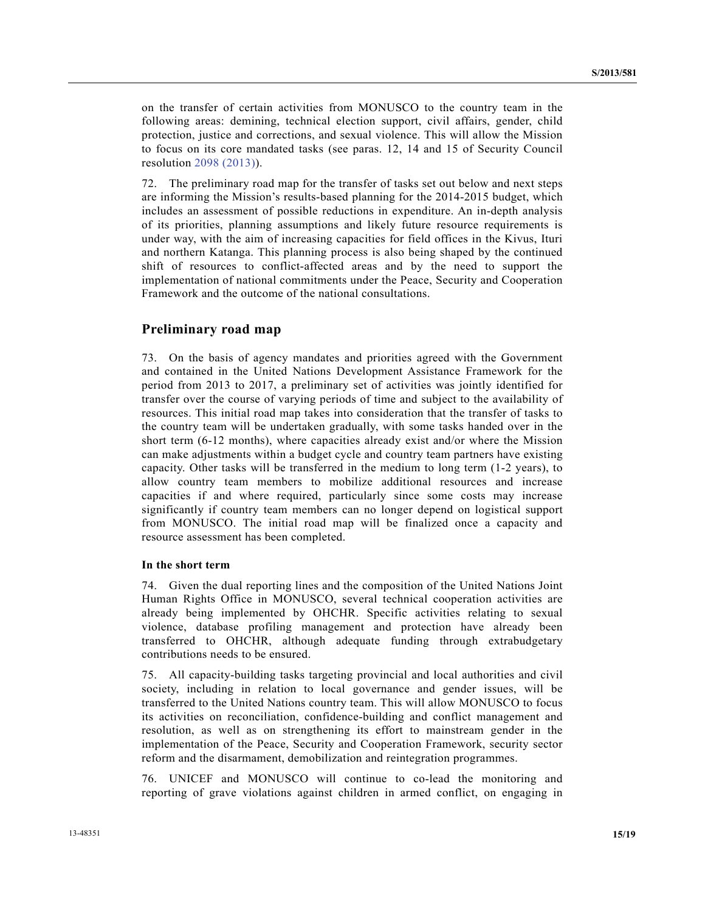on the transfer of certain activities from MONUSCO to the country team in the following areas: demining, technical election support, civil affairs, gender, child protection, justice and corrections, and sexual violence. This will allow the Mission to focus on its core mandated tasks (see paras. 12, 14 and 15 of Security Council resolution 2098 (2013)).

72. The preliminary road map for the transfer of tasks set out below and next steps are informing the Mission's results-based planning for the 2014-2015 budget, which includes an assessment of possible reductions in expenditure. An in-depth analysis of its priorities, planning assumptions and likely future resource requirements is under way, with the aim of increasing capacities for field offices in the Kivus, Ituri and northern Katanga. This planning process is also being shaped by the continued shift of resources to conflict-affected areas and by the need to support the implementation of national commitments under the Peace, Security and Cooperation Framework and the outcome of the national consultations.

## Preliminary road map

73. On the basis of agency mandates and priorities agreed with the Government and contained in the United Nations Development Assistance Framework for the period from 2013 to 2017, a preliminary set of activities was jointly identified for transfer over the course of varying periods of time and subject to the availability of resources. This initial road map takes into consideration that the transfer of tasks to the country team will be undertaken gradually, with some tasks handed over in the short term (6-12 months), where capacities already exist and/or where the Mission can make adjustments within a budget cycle and country team partners have existing capacity. Other tasks will be transferred in the medium to long term (1-2 years), to allow country team members to mobilize additional resources and increase capacities if and where required, particularly since some costs may increase significantly if country team members can no longer depend on logistical support from MONUSCO. The initial road map will be finalized once a capacity and resource assessment has been completed.

### In the short term

74. Given the dual reporting lines and the composition of the United Nations Joint Human Rights Office in MONUSCO, several technical cooperation activities are already being implemented by OHCHR. Specific activities relating to sexual violence, database profiling management and protection have already been transferred to OHCHR, although adequate funding through extrabudgetary contributions needs to be ensured.

75. All capacity-building tasks targeting provincial and local authorities and civil society, including in relation to local governance and gender issues, will be transferred to the United Nations country team. This will allow MONUSCO to focus its activities on reconciliation, confidence-building and conflict management and resolution, as well as on strengthening its effort to mainstream gender in the implementation of the Peace, Security and Cooperation Framework, security sector reform and the disarmament, demobilization and reintegration programmes.

76. UNICEF and MONUSCO will continue to co-lead the monitoring and reporting of grave violations against children in armed conflict, on engaging in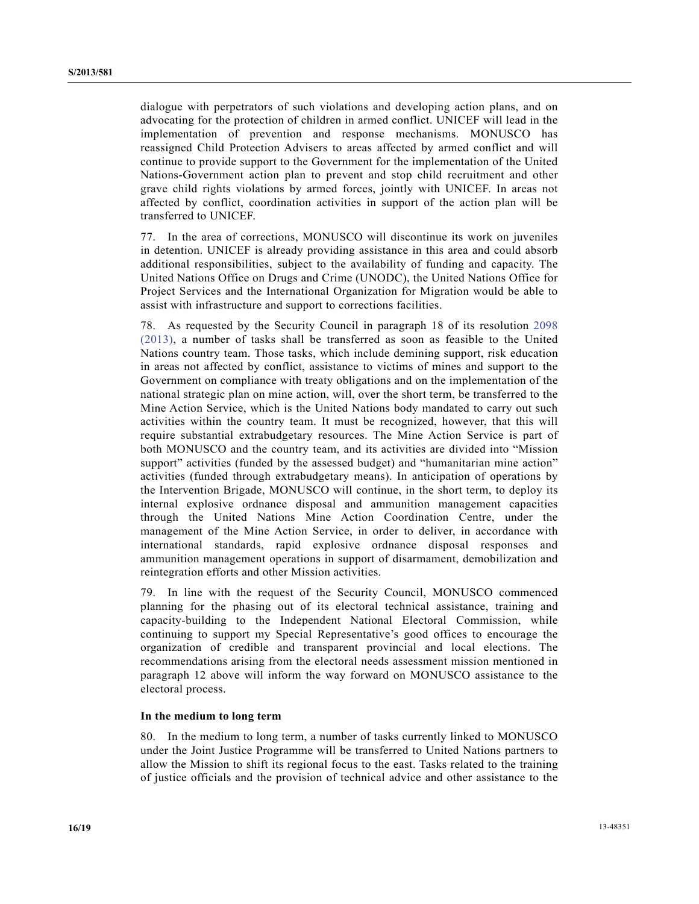dialogue with perpetrators of such violations and developing action plans, and on advocating for the protection of children in armed conflict. UNICEF will lead in the implementation of prevention and response mechanisms. MONUSCO has reassigned Child Protection Advisers to areas affected by armed conflict and will continue to provide support to the Government for the implementation of the United Nations-Government action plan to prevent and stop child recruitment and other grave child rights violations by armed forces, jointly with UNICEF. In areas not affected by conflict, coordination activities in support of the action plan will be transferred to UNICEF.

77. In the area of corrections, MONUSCO will discontinue its work on juveniles in detention. UNICEF is already providing assistance in this area and could absorb additional responsibilities, subject to the availability of funding and capacity. The United Nations Office on Drugs and Crime (UNODC), the United Nations Office for Project Services and the International Organization for Migration would be able to assist with infrastructure and support to corrections facilities.

78. As requested by the Security Council in paragraph 18 of its resolution 2098 (2013), a number of tasks shall be transferred as soon as feasible to the United Nations country team. Those tasks, which include demining support, risk education in areas not affected by conflict, assistance to victims of mines and support to the Government on compliance with treaty obligations and on the implementation of the national strategic plan on mine action, will, over the short term, be transferred to the Mine Action Service, which is the United Nations body mandated to carry out such activities within the country team. It must be recognized, however, that this will require substantial extrabudgetary resources. The Mine Action Service is part of both MONUSCO and the country team, and its activities are divided into "Mission support" activities (funded by the assessed budget) and "humanitarian mine action" activities (funded through extrabudgetary means). In anticipation of operations by the Intervention Brigade, MONUSCO will continue, in the short term, to deploy its internal explosive ordnance disposal and ammunition management capacities through the United Nations Mine Action Coordination Centre, under the management of the Mine Action Service, in order to deliver, in accordance with international standards, rapid explosive ordnance disposal responses and ammunition management operations in support of disarmament, demobilization and reintegration efforts and other Mission activities.

79. In line with the request of the Security Council, MONUSCO commenced planning for the phasing out of its electoral technical assistance, training and capacity-building to the Independent National Electoral Commission, while continuing to support my Special Representative's good offices to encourage the organization of credible and transparent provincial and local elections. The recommendations arising from the electoral needs assessment mission mentioned in paragraph 12 above will inform the way forward on MONUSCO assistance to the electoral process.

**In the medium to long term**

80. In the medium to long term, a number of tasks currently linked to MONUSCO under the Joint Justice Programme will be transferred to United Nations partners to allow the Mission to shift its regional focus to the east. Tasks related to the training of justice officials and the provision of technical advice and other assistance to the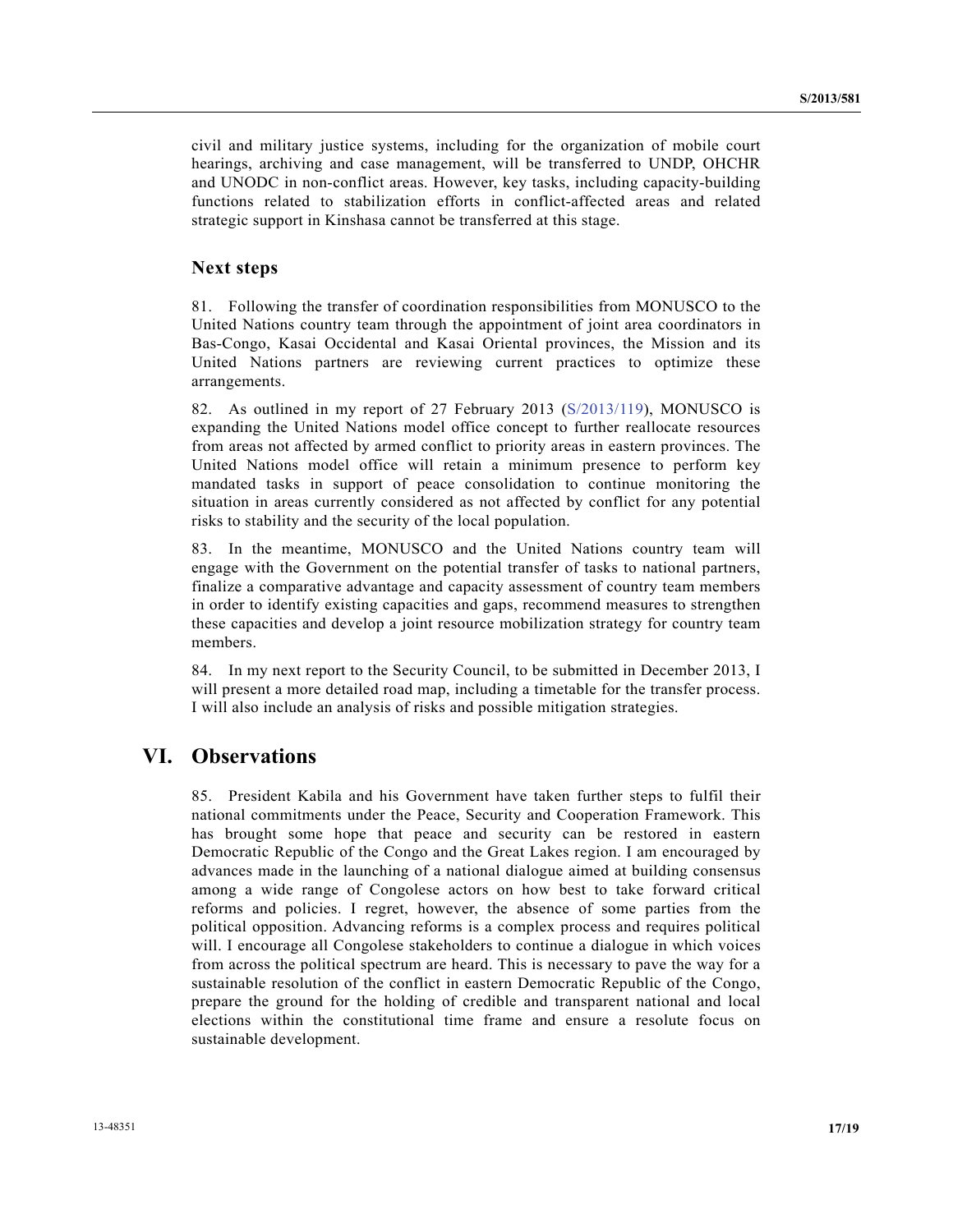civil and military justice systems, including for the organization of mobile court hearings, archiving and case management, will be transferred to UNDP, OHCHR and UNODC in non-conflict areas. However, key tasks, including capacity-building functions related to stabilization efforts in conflict-affected areas and related strategic support in Kinshasa cannot be transferred at this stage.

### Next steps

81. Following the transfer of coordination responsibilities from MONUSCO to the United Nations country team through the appointment of joint area coordinators in Bas-Congo, Kasai Occidental and Kasai Oriental provinces, the Mission and its United Nations partners are reviewing current practices to optimize these arrangements.

82. As outlined in my report of 27 February 2013 (S/2013/119), MONUSCO is expanding the United Nations model office concept to further reallocate resources from areas not affected by armed conflict to priority areas in eastern provinces. The United Nations model office will retain a minimum presence to perform key mandated tasks in support of peace consolidation to continue monitoring the situation in areas currently considered as not affected by conflict for any potential risks to stability and the security of the local population.

83. In the meantime, MONUSCO and the United Nations country team will engage with the Government on the potential transfer of tasks to national partners, finalize a comparative advantage and capacity assessment of country team members in order to identify existing capacities and gaps, recommend measures to strengthen these capacities and develop a joint resource mobilization strategy for country team members.

84. In my next report to the Security Council, to be submitted in December 2013, I will present a more detailed road map, including a timetable for the transfer process. I will also include an analysis of risks and possible mitigation strategies.

## VI. Observations

85. President Kabila and his Government have taken further steps to fulfil their national commitments under the Peace, Security and Cooperation Framework. This has brought some hope that peace and security can be restored in eastern Democratic Republic of the Congo and the Great Lakes region. I am encouraged by advances made in the launching of a national dialogue aimed at building consensus among a wide range of Congolese actors on how best to take forward critical reforms and policies. I regret, however, the absence of some parties from the political opposition. Advancing reforms is a complex process and requires political will. I encourage all Congolese stakeholders to continue a dialogue in which voices from across the political spectrum are heard. This is necessary to pave the way for a sustainable resolution of the conflict in eastern Democratic Republic of the Congo, prepare the ground for the holding of credible and transparent national and local elections within the constitutional time frame and ensure a resolute focus on sustainable development.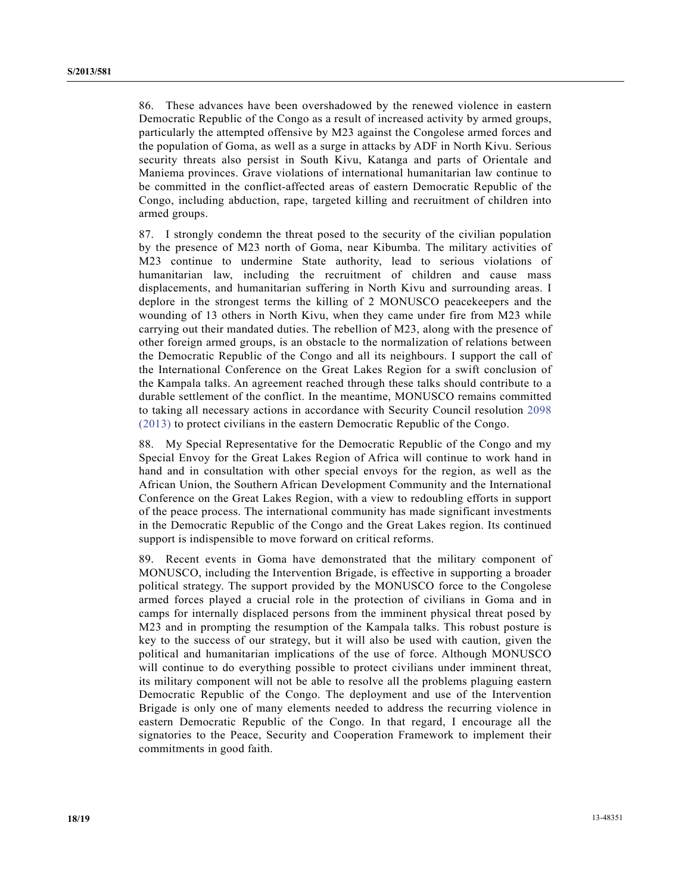86. These advances have been overshadowed by the renewed violence in eastern Democratic Republic of the Congo as a result of increased activity by armed groups, particularly the attempted offensive by M23 against the Congolese armed forces and the population of Goma, as well as a surge in attacks by ADF in North Kivu. Serious security threats also persist in South Kivu, Katanga and parts of Orientale and Maniema provinces. Grave violations of international humanitarian law continue to be committed in the conflict-affected areas of eastern Democratic Republic of the Congo, including abduction, rape, targeted killing and recruitment of children into armed groups.

87. I strongly condemn the threat posed to the security of the civilian population by the presence of M23 north of Goma, near Kibumba. The military activities of M23 continue to undermine State authority, lead to serious violations of humanitarian law, including the recruitment of children and cause mass displacements, and humanitarian suffering in North Kivu and surrounding areas. I deplore in the strongest terms the killing of 2 MONUSCO peacekeepers and the wounding of 13 others in North Kivu, when they came under fire from M23 while carrying out their mandated duties. The rebellion of M23, along with the presence of other foreign armed groups, is an obstacle to the normalization of relations between the Democratic Republic of the Congo and all its neighbours. I support the call of the International Conference on the Great Lakes Region for a swift conclusion of the Kampala talks. An agreement reached through these talks should contribute to a durable settlement of the conflict. In the meantime, MONUSCO remains committed to taking all necessary actions in accordance with Security Council resolution 2098 (2013) to protect civilians in the eastern Democratic Republic of the Congo.

88. My Special Representative for the Democratic Republic of the Congo and my Special Envoy for the Great Lakes Region of Africa will continue to work hand in hand and in consultation with other special envoys for the region, as well as the African Union, the Southern African Development Community and the International Conference on the Great Lakes Region, with a view to redoubling efforts in support of the peace process. The international community has made significant investments in the Democratic Republic of the Congo and the Great Lakes region. Its continued support is indispensible to move forward on critical reforms.

89. Recent events in Goma have demonstrated that the military component of MONUSCO, including the Intervention Brigade, is effective in supporting a broader political strategy. The support provided by the MONUSCO force to the Congolese armed forces played a crucial role in the protection of civilians in Goma and in camps for internally displaced persons from the imminent physical threat posed by M23 and in prompting the resumption of the Kampala talks. This robust posture is key to the success of our strategy, but it will also be used with caution, given the political and humanitarian implications of the use of force. Although MONUSCO will continue to do everything possible to protect civilians under imminent threat, its military component will not be able to resolve all the problems plaguing eastern Democratic Republic of the Congo. The deployment and use of the Intervention Brigade is only one of many elements needed to address the recurring violence in eastern Democratic Republic of the Congo. In that regard, I encourage all the signatories to the Peace, Security and Cooperation Framework to implement their commitments in good faith.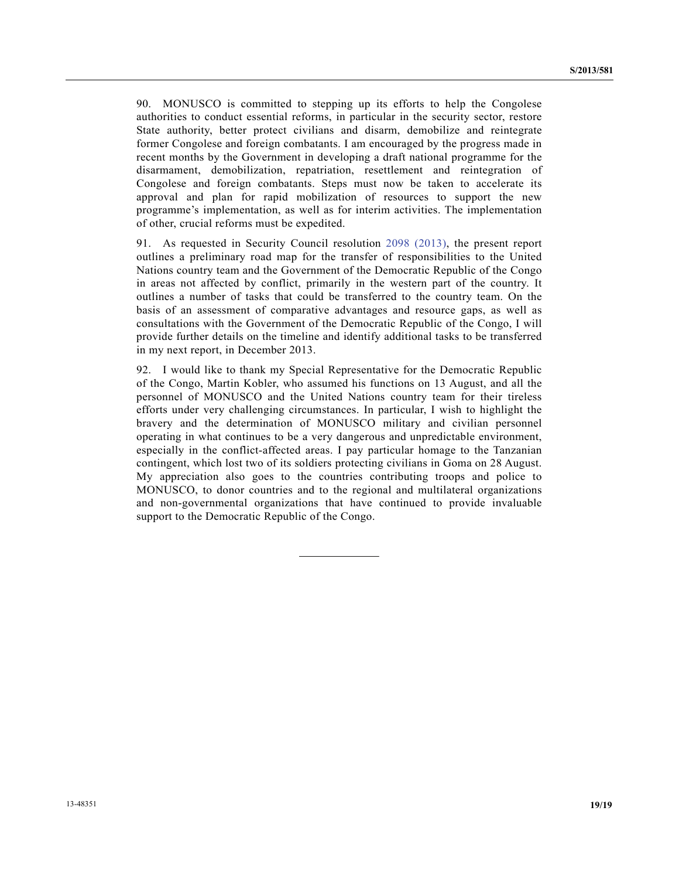90. MONUSCO is committed to stepping up its efforts to help the Congolese authorities to conduct essential reforms, in particular in the security sector, restore State authority, better protect civilians and disarm, demobilize and reintegrate former Congolese and foreign combatants. I am encouraged by the progress made in recent months by the Government in developing a draft national programme for the disarmament, demobilization, repatriation, resettlement and reintegration of Congolese and foreign combatants. Steps must now be taken to accelerate its approval and plan for rapid mobilization of resources to support the new programme's implementation, as well as for interim activities. The implementation of other, crucial reforms must be expedited.

91. As requested in Security Council resolution 2098 (2013), the present report outlines a preliminary road map for the transfer of responsibilities to the United Nations country team and the Government of the Democratic Republic of the Congo in areas not affected by conflict, primarily in the western part of the country. It outlines a number of tasks that could be transferred to the country team. On the basis of an assessment of comparative advantages and resource gaps, as well as consultations with the Government of the Democratic Republic of the Congo, I will provide further details on the timeline and identify additional tasks to be transferred in my next report, in December 2013.

92. I would like to thank my Special Representative for the Democratic Republic of the Congo, Martin Kobler, who assumed his functions on 13 August, and all the personnel of MONUSCO and the United Nations country team for their tireless efforts under very challenging circumstances. In particular, I wish to highlight the bravery and the determination of MONUSCO military and civilian personnel operating in what continues to be a very dangerous and unpredictable environment, especially in the conflict-affected areas. I pay particular homage to the Tanzanian contingent, which lost two of its soldiers protecting civilians in Goma on 28 August. My appreciation also goes to the countries contributing troops and police to MONUSCO, to donor countries and to the regional and multilateral organizations and non-governmental organizations that have continued to provide invaluable support to the Democratic Republic of the Congo.